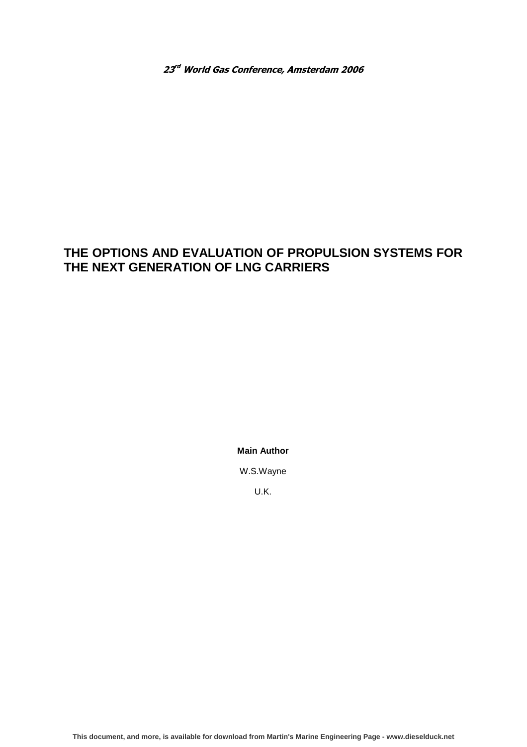***23rd World Gas Conference, Amsterdam 2006***

# THE OPTIONS AND EVALUATION OF PROPULSION SYSTEMS FOR THE NEXT GENERATION OF LNG CARRIERS

**Main Author**

W.S.Wayne

U.K.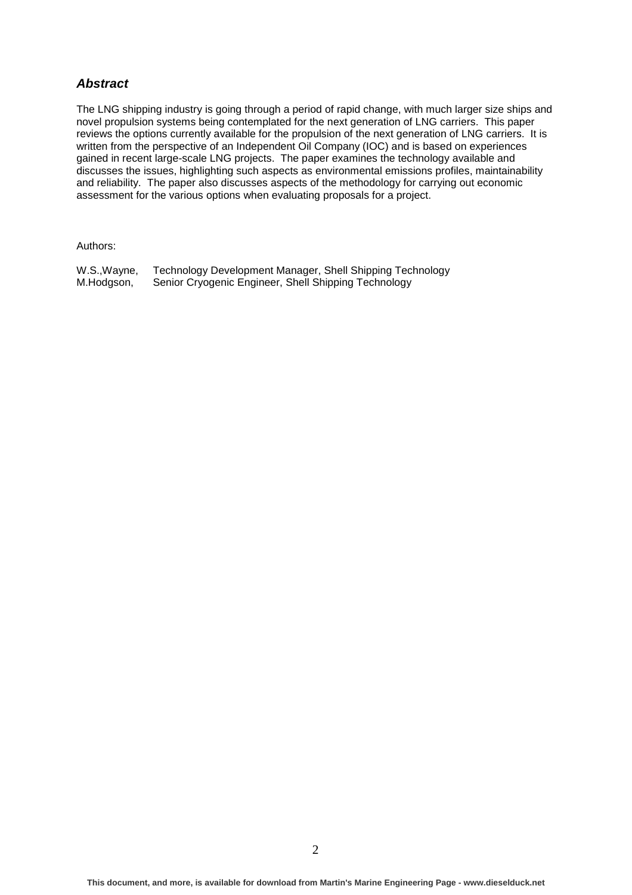## *Abstract*

The LNG shipping industry is going through a period of rapid change, with much larger size ships and novel propulsion systems being contemplated for the next generation of LNG carriers. This paper reviews the options currently available for the propulsion of the next generation of LNG carriers. It is written from the perspective of an Independent Oil Company (IOC) and is based on experiences gained in recent large-scale LNG projects. The paper examines the technology available and discusses the issues, highlighting such aspects as environmental emissions profiles, maintainability and reliability. The paper also discusses aspects of the methodology for carrying out economic assessment for the various options when evaluating proposals for a project.

Authors:

W.S.,Wayne, Technology Development Manager, Shell Shipping Technology
M.Hodgson, Senior Cryogenic Engineer, Shell Shipping Technology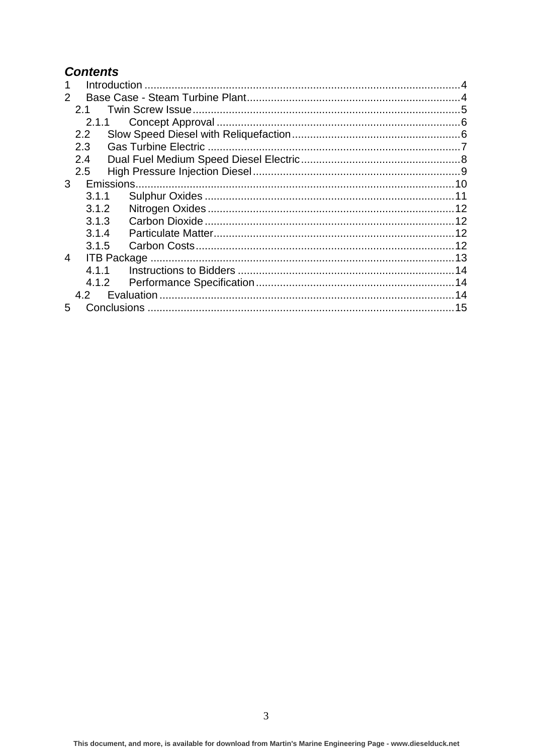***Contents***

1 Introduction ........................................................................................................4
2 Base Case - Steam Turbine Plant.......................................................................4
 2.1 Twin Screw Issue.........................................................................................5
  2.1.1 Concept Approval .................................................................................6
 2.2 Slow Speed Diesel with Reliquefaction........................................................6
 2.3 Gas Turbine Electric ....................................................................................7
 2.4 Dual Fuel Medium Speed Diesel Electric.....................................................8
 2.5 High Pressure Injection Diesel.....................................................................9
3 Emissions..........................................................................................................10
  3.1.1 Sulphur Oxides ...................................................................................11
  3.1.2 Nitrogen Oxides ..................................................................................12
  3.1.3 Carbon Dioxide ...................................................................................12
  3.1.4 Particulate Matter................................................................................12
  3.1.5 Carbon Costs......................................................................................12
4 ITB Package .....................................................................................................13
  4.1.1 Instructions to Bidders ........................................................................14
  4.1.2 Performance Specification..................................................................14
 4.2 Evaluation ..................................................................................................14
5 Conclusions ......................................................................................................15

This document, and more, is available for download from Martin's Marine Engineering Page - www.dieselduck.net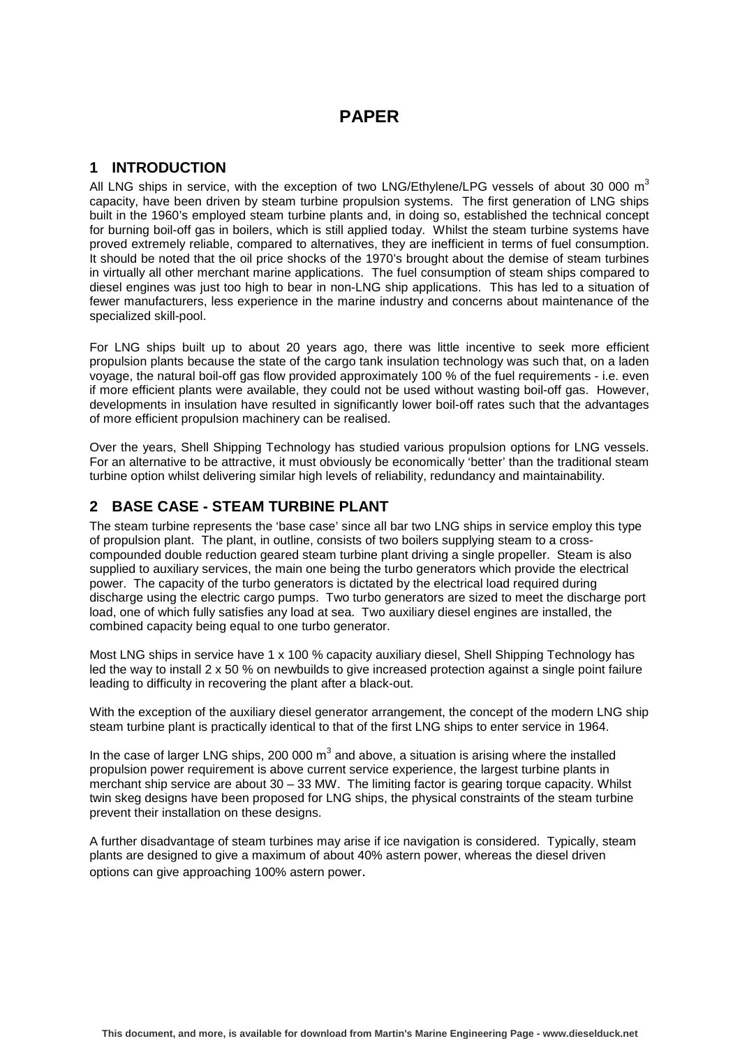# PAPER

## 1 INTRODUCTION

All LNG ships in service, with the exception of two LNG/Ethylene/LPG vessels of about 30 000 $m^3$ capacity, have been driven by steam turbine propulsion systems. The first generation of LNG ships built in the 1960's employed steam turbine plants and, in doing so, established the technical concept for burning boil-off gas in boilers, which is still applied today. Whilst the steam turbine systems have proved extremely reliable, compared to alternatives, they are inefficient in terms of fuel consumption. It should be noted that the oil price shocks of the 1970's brought about the demise of steam turbines in virtually all other merchant marine applications. The fuel consumption of steam ships compared to diesel engines was just too high to bear in non-LNG ship applications. This has led to a situation of fewer manufacturers, less experience in the marine industry and concerns about maintenance of the specialized skill-pool.

For LNG ships built up to about 20 years ago, there was little incentive to seek more efficient propulsion plants because the state of the cargo tank insulation technology was such that, on a laden voyage, the natural boil-off gas flow provided approximately 100 % of the fuel requirements - i.e. even if more efficient plants were available, they could not be used without wasting boil-off gas. However, developments in insulation have resulted in significantly lower boil-off rates such that the advantages of more efficient propulsion machinery can be realised.

Over the years, Shell Shipping Technology has studied various propulsion options for LNG vessels. For an alternative to be attractive, it must obviously be economically 'better' than the traditional steam turbine option whilst delivering similar high levels of reliability, redundancy and maintainability.

## 2 BASE CASE - STEAM TURBINE PLANT

The steam turbine represents the 'base case' since all bar two LNG ships in service employ this type of propulsion plant. The plant, in outline, consists of two boilers supplying steam to a cross-compounded double reduction geared steam turbine plant driving a single propeller. Steam is also supplied to auxiliary services, the main one being the turbo generators which provide the electrical power. The capacity of the turbo generators is dictated by the electrical load required during discharge using the electric cargo pumps. Two turbo generators are sized to meet the discharge port load, one of which fully satisfies any load at sea. Two auxiliary diesel engines are installed, the combined capacity being equal to one turbo generator.

Most LNG ships in service have 1 x 100 % capacity auxiliary diesel, Shell Shipping Technology has led the way to install 2 x 50 % on newbuilds to give increased protection against a single point failure leading to difficulty in recovering the plant after a black-out.

With the exception of the auxiliary diesel generator arrangement, the concept of the modern LNG ship steam turbine plant is practically identical to that of the first LNG ships to enter service in 1964.

In the case of larger LNG ships, 200 000 $m^3$ and above, a situation is arising where the installed propulsion power requirement is above current service experience, the largest turbine plants in merchant ship service are about 30 – 33 MW. The limiting factor is gearing torque capacity. Whilst twin skeg designs have been proposed for LNG ships, the physical constraints of the steam turbine prevent their installation on these designs.

A further disadvantage of steam turbines may arise if ice navigation is considered. Typically, steam plants are designed to give a maximum of about 40% astern power, whereas the diesel driven options can give approaching 100% astern power.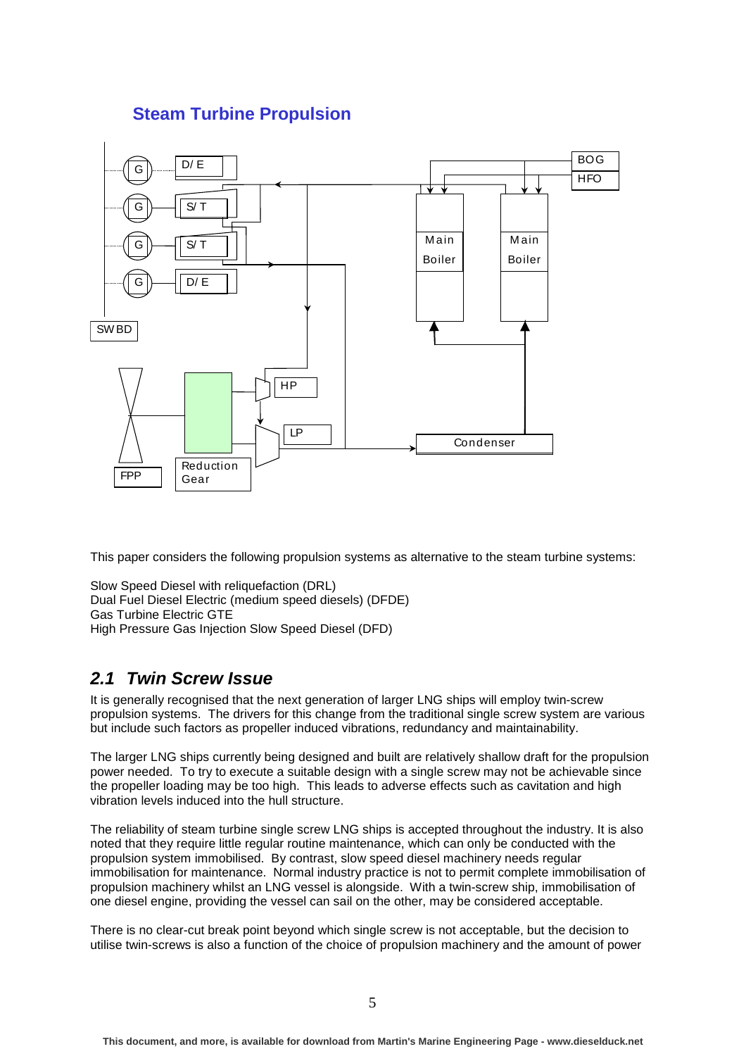## Steam Turbine Propulsion

This paper considers the following propulsion systems as alternative to the steam turbine systems:

Slow Speed Diesel with reliquefaction (DRL)
Dual Fuel Diesel Electric (medium speed diesels) (DFDE)
Gas Turbine Electric GTE
High Pressure Gas Injection Slow Speed Diesel (DFD)

## *2.1 Twin Screw Issue*

It is generally recognised that the next generation of larger LNG ships will employ twin-screw propulsion systems. The drivers for this change from the traditional single screw system are various but include such factors as propeller induced vibrations, redundancy and maintainability.

The larger LNG ships currently being designed and built are relatively shallow draft for the propulsion power needed. To try to execute a suitable design with a single screw may not be achievable since the propeller loading may be too high. This leads to adverse effects such as cavitation and high vibration levels induced into the hull structure.

The reliability of steam turbine single screw LNG ships is accepted throughout the industry. It is also noted that they require little regular routine maintenance, which can only be conducted with the propulsion system immobilised. By contrast, slow speed diesel machinery needs regular immobilisation for maintenance. Normal industry practice is not to permit complete immobilisation of propulsion machinery whilst an LNG vessel is alongside. With a twin-screw ship, immobilisation of one diesel engine, providing the vessel can sail on the other, may be considered acceptable.

There is no clear-cut break point beyond which single screw is not acceptable, but the decision to utilise twin-screws is also a function of the choice of propulsion machinery and the amount of power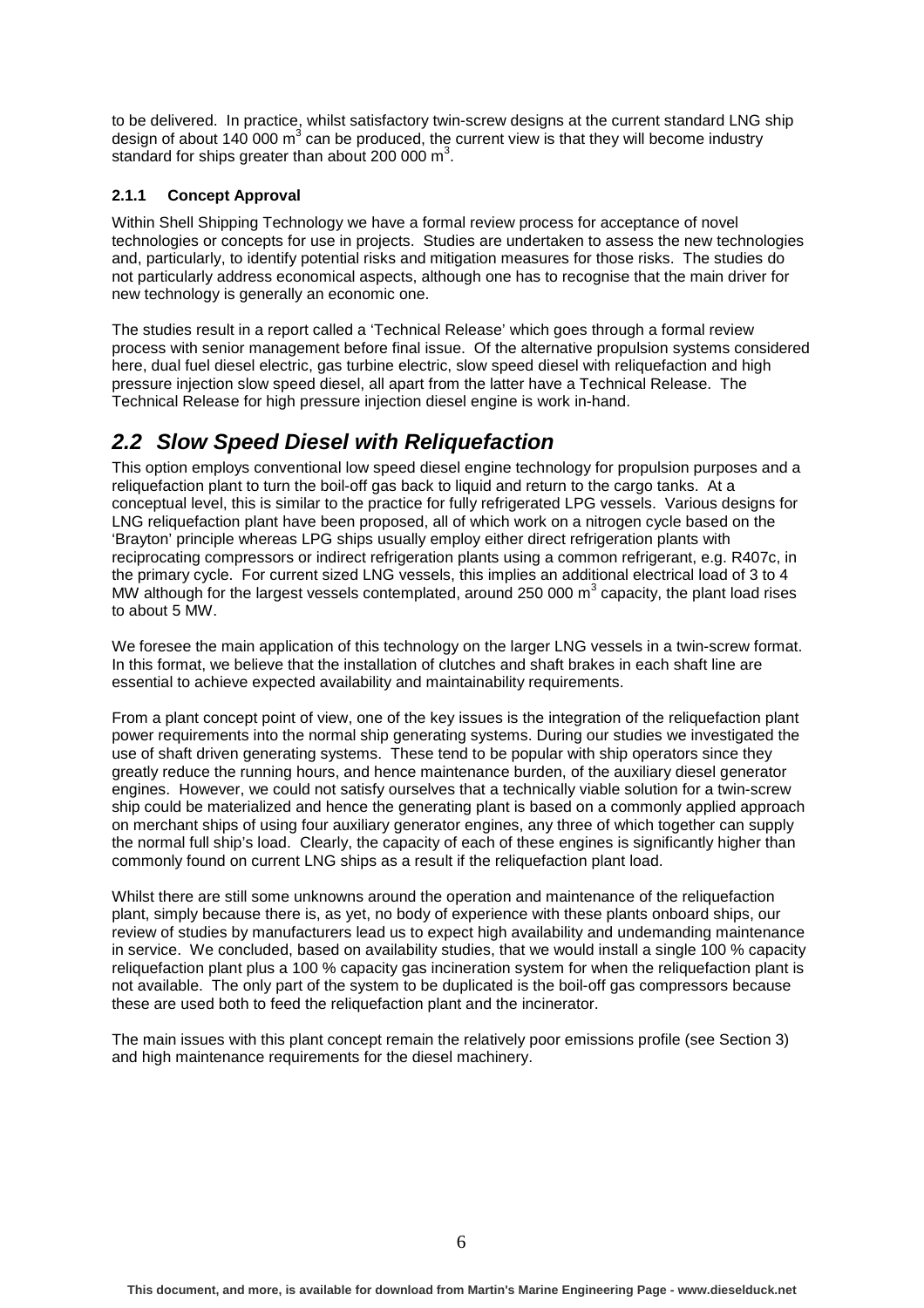to be delivered. In practice, whilst satisfactory twin-screw designs at the current standard LNG ship design of about 140 000 $m^3$ can be produced, the current view is that they will become industry standard for ships greater than about 200 000 $m^3$.

### 2.1.1 Concept Approval

Within Shell Shipping Technology we have a formal review process for acceptance of novel technologies or concepts for use in projects. Studies are undertaken to assess the new technologies and, particularly, to identify potential risks and mitigation measures for those risks. The studies do not particularly address economical aspects, although one has to recognise that the main driver for new technology is generally an economic one.

The studies result in a report called a 'Technical Release' which goes through a formal review process with senior management before final issue. Of the alternative propulsion systems considered here, dual fuel diesel electric, gas turbine electric, slow speed diesel with reliquefaction and high pressure injection slow speed diesel, all apart from the latter have a Technical Release. The Technical Release for high pressure injection diesel engine is work in-hand.

## *2.2 Slow Speed Diesel with Reliquefaction*

This option employs conventional low speed diesel engine technology for propulsion purposes and a reliquefaction plant to turn the boil-off gas back to liquid and return to the cargo tanks. At a conceptual level, this is similar to the practice for fully refrigerated LPG vessels. Various designs for LNG reliquefaction plant have been proposed, all of which work on a nitrogen cycle based on the 'Brayton' principle whereas LPG ships usually employ either direct refrigeration plants with reciprocating compressors or indirect refrigeration plants using a common refrigerant, e.g. R407c, in the primary cycle. For current sized LNG vessels, this implies an additional electrical load of 3 to 4 MW although for the largest vessels contemplated, around 250 000 $m^3$ capacity, the plant load rises to about 5 MW.

We foresee the main application of this technology on the larger LNG vessels in a twin-screw format. In this format, we believe that the installation of clutches and shaft brakes in each shaft line are essential to achieve expected availability and maintainability requirements.

From a plant concept point of view, one of the key issues is the integration of the reliquefaction plant power requirements into the normal ship generating systems. During our studies we investigated the use of shaft driven generating systems. These tend to be popular with ship operators since they greatly reduce the running hours, and hence maintenance burden, of the auxiliary diesel generator engines. However, we could not satisfy ourselves that a technically viable solution for a twin-screw ship could be materialized and hence the generating plant is based on a commonly applied approach on merchant ships of using four auxiliary generator engines, any three of which together can supply the normal full ship's load. Clearly, the capacity of each of these engines is significantly higher than commonly found on current LNG ships as a result if the reliquefaction plant load.

Whilst there are still some unknowns around the operation and maintenance of the reliquefaction plant, simply because there is, as yet, no body of experience with these plants onboard ships, our review of studies by manufacturers lead us to expect high availability and undemanding maintenance in service. We concluded, based on availability studies, that we would install a single 100 % capacity reliquefaction plant plus a 100 % capacity gas incineration system for when the reliquefaction plant is not available. The only part of the system to be duplicated is the boil-off gas compressors because these are used both to feed the reliquefaction plant and the incinerator.

The main issues with this plant concept remain the relatively poor emissions profile (see Section 3) and high maintenance requirements for the diesel machinery.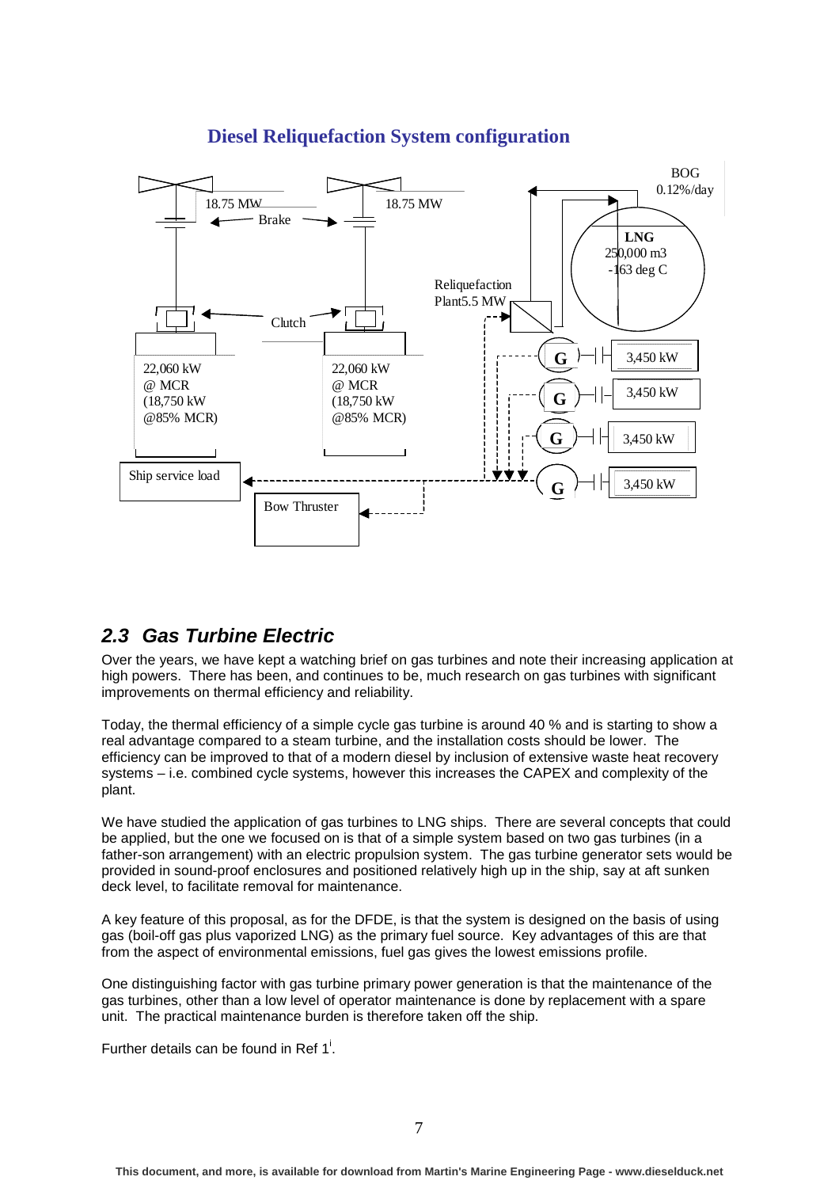## Diesel Reliquefaction System configuration

18.75 MW

18.75 MW

Brake

Clutch

22,060 kW @ MCR (18,750 kW @85% MCR)

22,060 kW @ MCR (18,750 kW @85% MCR)

Ship service load

Bow Thruster

Reliquefaction Plant5.5 MW

BOG 0.12%/day

**LNG** 250,000 m3 -163 deg C

G 3,450 kW

G 3,450 kW

G 3,450 kW

G 3,450 kW

## *2.3 Gas Turbine Electric*

Over the years, we have kept a watching brief on gas turbines and note their increasing application at high powers. There has been, and continues to be, much research on gas turbines with significant improvements on thermal efficiency and reliability.

Today, the thermal efficiency of a simple cycle gas turbine is around 40 % and is starting to show a real advantage compared to a steam turbine, and the installation costs should be lower. The efficiency can be improved to that of a modern diesel by inclusion of extensive waste heat recovery systems – i.e. combined cycle systems, however this increases the CAPEX and complexity of the plant.

We have studied the application of gas turbines to LNG ships. There are several concepts that could be applied, but the one we focused on is that of a simple system based on two gas turbines (in a father-son arrangement) with an electric propulsion system. The gas turbine generator sets would be provided in sound-proof enclosures and positioned relatively high up in the ship, say at aft sunken deck level, to facilitate removal for maintenance.

A key feature of this proposal, as for the DFDE, is that the system is designed on the basis of using gas (boil-off gas plus vaporized LNG) as the primary fuel source. Key advantages of this are that from the aspect of environmental emissions, fuel gas gives the lowest emissions profile.

One distinguishing factor with gas turbine primary power generation is that the maintenance of the gas turbines, other than a low level of operator maintenance is done by replacement with a spare unit. The practical maintenance burden is therefore taken off the ship.

Further details can be found in Ref 1[i].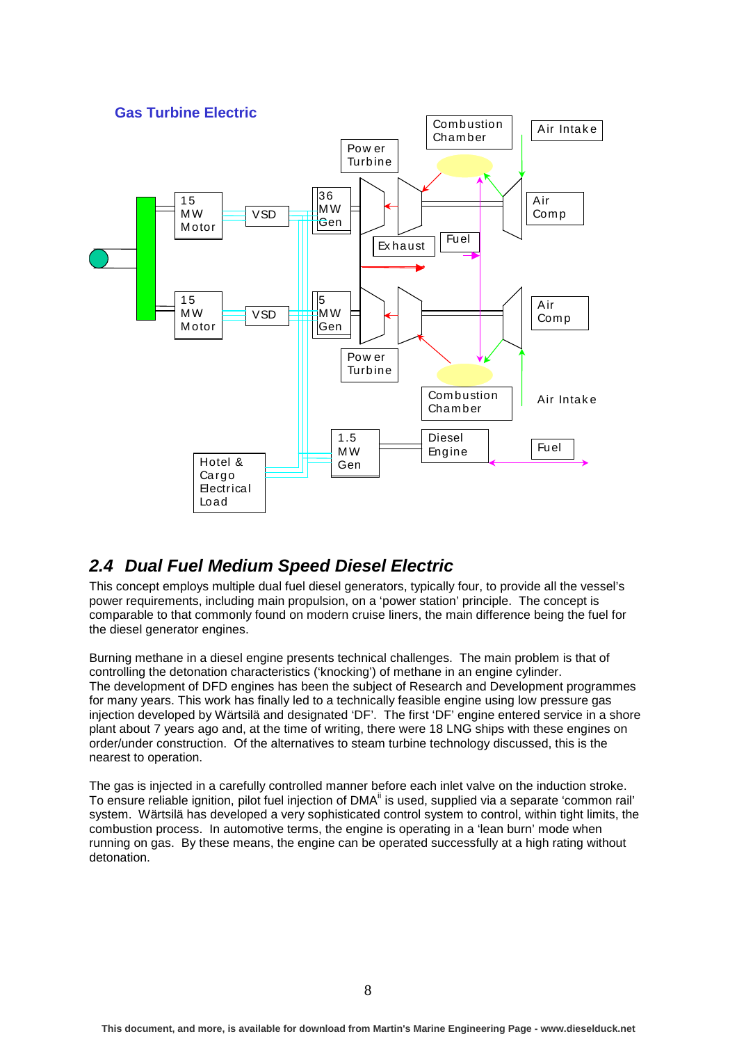**Gas Turbine Electric**

## 2.4 *Dual Fuel Medium Speed Diesel Electric*

This concept employs multiple dual fuel diesel generators, typically four, to provide all the vessel's power requirements, including main propulsion, on a 'power station' principle. The concept is comparable to that commonly found on modern cruise liners, the main difference being the fuel for the diesel generator engines.

Burning methane in a diesel engine presents technical challenges. The main problem is that of controlling the detonation characteristics ('knocking') of methane in an engine cylinder. The development of DFD engines has been the subject of Research and Development programmes for many years. This work has finally led to a technically feasible engine using low pressure gas injection developed by Wärtsilä and designated 'DF'. The first 'DF' engine entered service in a shore plant about 7 years ago and, at the time of writing, there were 18 LNG ships with these engines on order/under construction. Of the alternatives to steam turbine technology discussed, this is the nearest to operation.

The gas is injected in a carefully controlled manner before each inlet valve on the induction stroke. To ensure reliable ignition, pilot fuel injection of DMA[ii] is used, supplied via a separate 'common rail' system. Wärtsilä has developed a very sophisticated control system to control, within tight limits, the combustion process. In automotive terms, the engine is operating in a 'lean burn' mode when running on gas. By these means, the engine can be operated successfully at a high rating without detonation.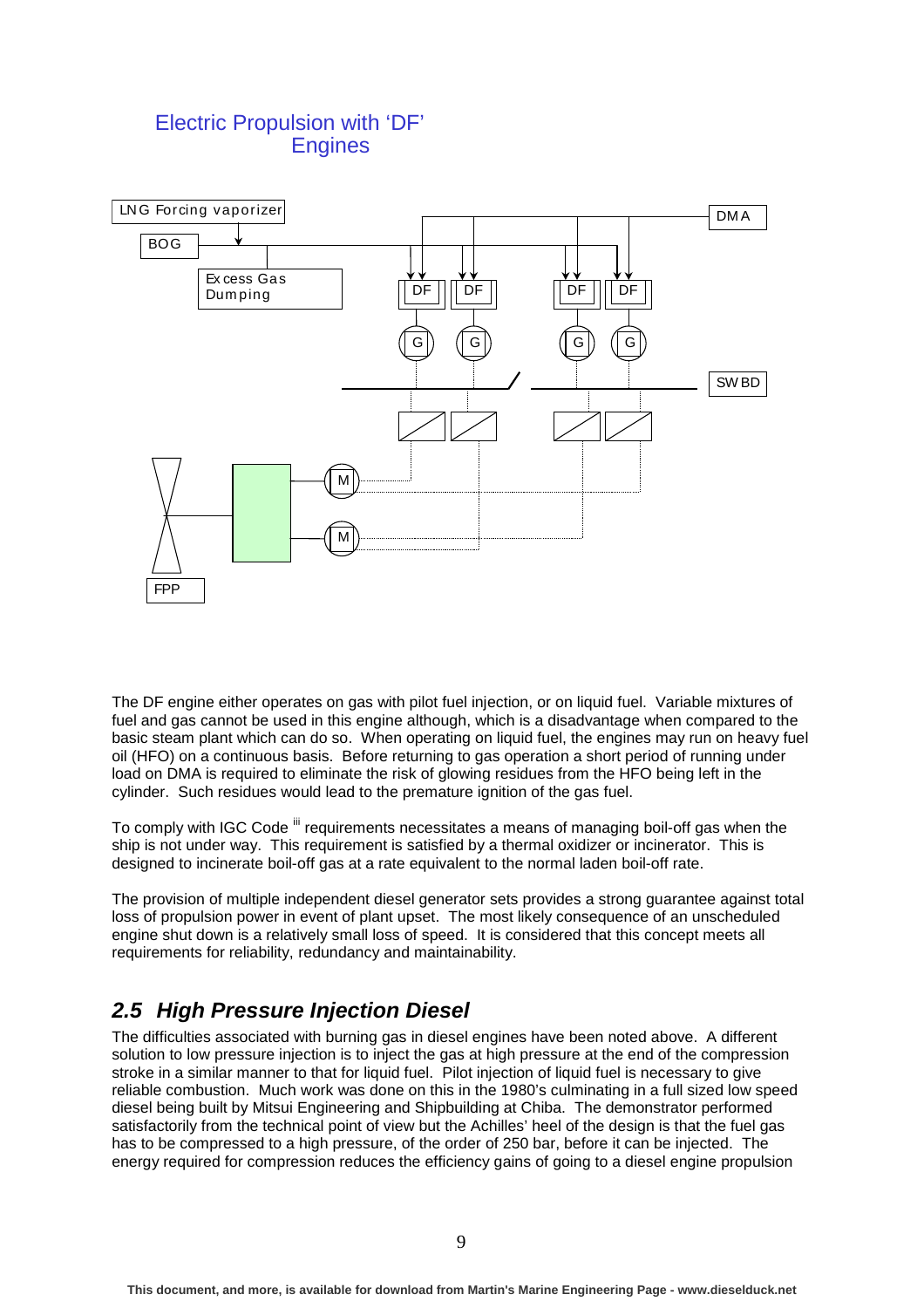## Electric Propulsion with 'DF' Engines

The DF engine either operates on gas with pilot fuel injection, or on liquid fuel. Variable mixtures of fuel and gas cannot be used in this engine although, which is a disadvantage when compared to the basic steam plant which can do so. When operating on liquid fuel, the engines may run on heavy fuel oil (HFO) on a continuous basis. Before returning to gas operation a short period of running under load on DMA is required to eliminate the risk of glowing residues from the HFO being left in the cylinder. Such residues would lead to the premature ignition of the gas fuel.

To comply with IGC Code [iii] requirements necessitates a means of managing boil-off gas when the ship is not under way. This requirement is satisfied by a thermal oxidizer or incinerator. This is designed to incinerate boil-off gas at a rate equivalent to the normal laden boil-off rate.

The provision of multiple independent diesel generator sets provides a strong guarantee against total loss of propulsion power in event of plant upset. The most likely consequence of an unscheduled engine shut down is a relatively small loss of speed. It is considered that this concept meets all requirements for reliability, redundancy and maintainability.

## *2.5 High Pressure Injection Diesel*

The difficulties associated with burning gas in diesel engines have been noted above. A different solution to low pressure injection is to inject the gas at high pressure at the end of the compression stroke in a similar manner to that for liquid fuel. Pilot injection of liquid fuel is necessary to give reliable combustion. Much work was done on this in the 1980's culminating in a full sized low speed diesel being built by Mitsui Engineering and Shipbuilding at Chiba. The demonstrator performed satisfactorily from the technical point of view but the Achilles' heel of the design is that the fuel gas has to be compressed to a high pressure, of the order of 250 bar, before it can be injected. The energy required for compression reduces the efficiency gains of going to a diesel engine propulsion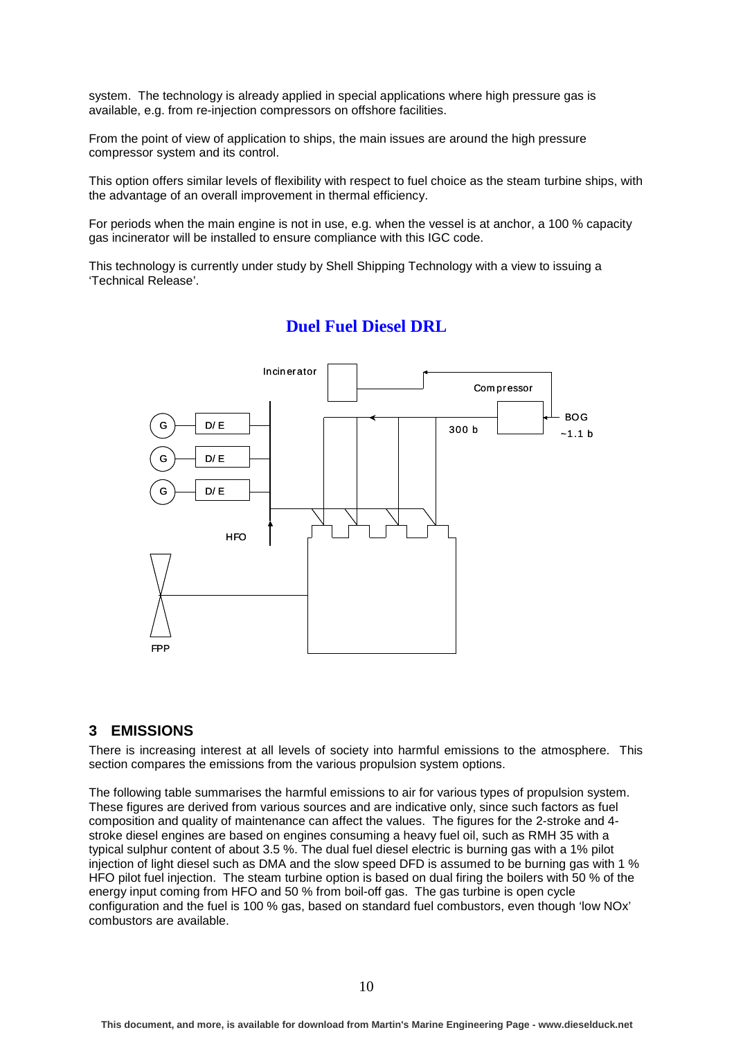system. The technology is already applied in special applications where high pressure gas is available, e.g. from re-injection compressors on offshore facilities.

From the point of view of application to ships, the main issues are around the high pressure compressor system and its control.

This option offers similar levels of flexibility with respect to fuel choice as the steam turbine ships, with the advantage of an overall improvement in thermal efficiency.

For periods when the main engine is not in use, e.g. when the vessel is at anchor, a 100 % capacity gas incinerator will be installed to ensure compliance with this IGC code.

This technology is currently under study by Shell Shipping Technology with a view to issuing a 'Technical Release'.

**Duel Fuel Diesel DRL**

Incinerator

Compressor

BOG

~1.1 b

300 b

G — D/E

G — D/E

G — D/E

HFO

FPP

## 3 EMISSIONS

There is increasing interest at all levels of society into harmful emissions to the atmosphere. This section compares the emissions from the various propulsion system options.

The following table summarises the harmful emissions to air for various types of propulsion system. These figures are derived from various sources and are indicative only, since such factors as fuel composition and quality of maintenance can affect the values. The figures for the 2-stroke and 4-stroke diesel engines are based on engines consuming a heavy fuel oil, such as RMH 35 with a typical sulphur content of about 3.5 %. The dual fuel diesel electric is burning gas with a 1% pilot injection of light diesel such as DMA and the slow speed DFD is assumed to be burning gas with 1 % HFO pilot fuel injection. The steam turbine option is based on dual firing the boilers with 50 % of the energy input coming from HFO and 50 % from boil-off gas. The gas turbine is open cycle configuration and the fuel is 100 % gas, based on standard fuel combustors, even though 'low NOx' combustors are available.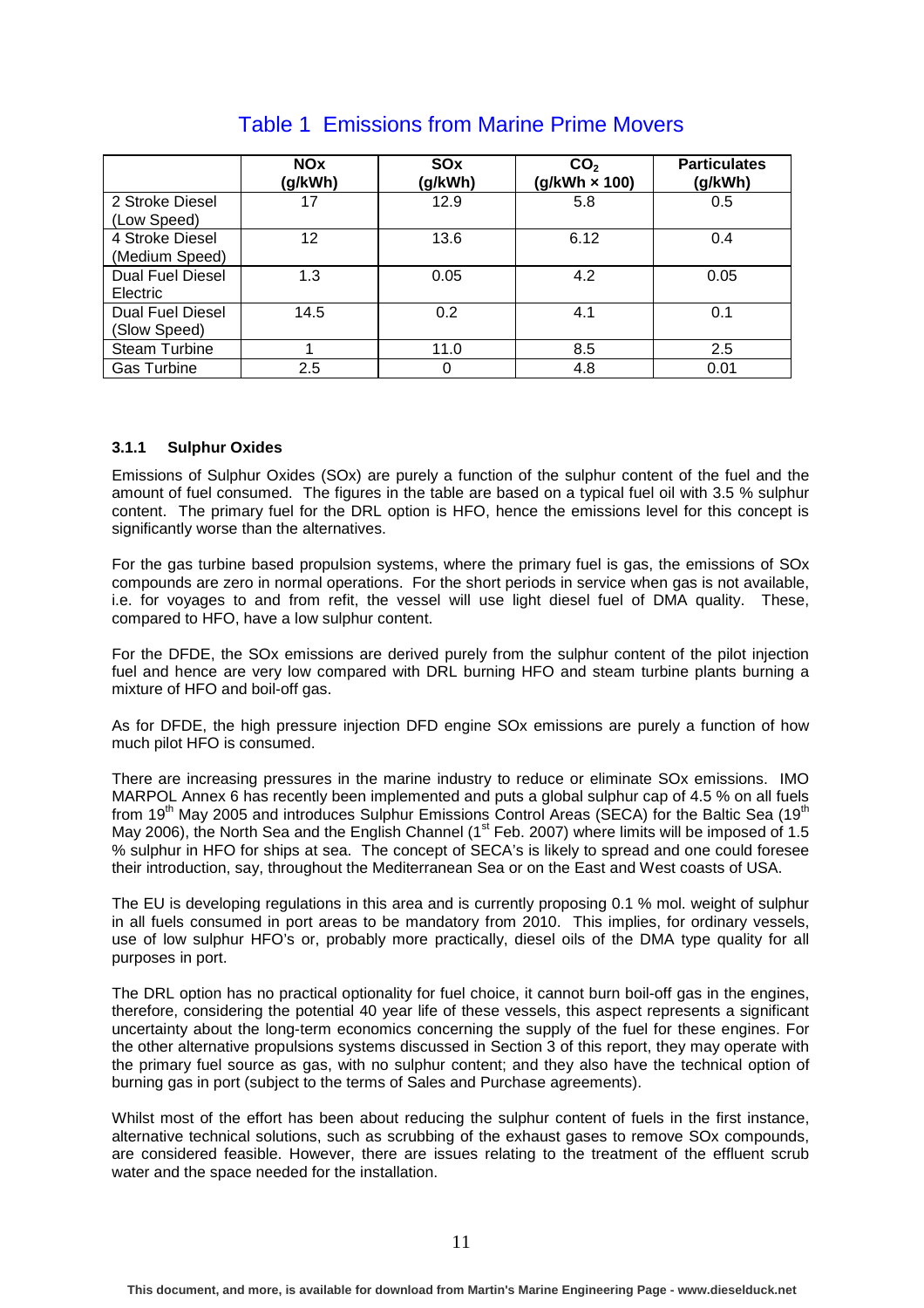## Table 1 Emissions from Marine Prime Movers

| | NOx (g/kWh) | SOx (g/kWh) | $CO_2$ (g/kWh × 100) | Particulates (g/kWh) |
|---|---|---|---|---|
| 2 Stroke Diesel (Low Speed) | 17 | 12.9 | 5.8 | 0.5 |
| 4 Stroke Diesel (Medium Speed) | 12 | 13.6 | 6.12 | 0.4 |
| Dual Fuel Diesel Electric | 1.3 | 0.05 | 4.2 | 0.05 |
| Dual Fuel Diesel (Slow Speed) | 14.5 | 0.2 | 4.1 | 0.1 |
| Steam Turbine | 1 | 11.0 | 8.5 | 2.5 |
| Gas Turbine | 2.5 | 0 | 4.8 | 0.01 |

#### 3.1.1 Sulphur Oxides

Emissions of Sulphur Oxides (SOx) are purely a function of the sulphur content of the fuel and the amount of fuel consumed. The figures in the table are based on a typical fuel oil with 3.5 % sulphur content. The primary fuel for the DRL option is HFO, hence the emissions level for this concept is significantly worse than the alternatives.

For the gas turbine based propulsion systems, where the primary fuel is gas, the emissions of SOx compounds are zero in normal operations. For the short periods in service when gas is not available, i.e. for voyages to and from refit, the vessel will use light diesel fuel of DMA quality. These, compared to HFO, have a low sulphur content.

For the DFDE, the SOx emissions are derived purely from the sulphur content of the pilot injection fuel and hence are very low compared with DRL burning HFO and steam turbine plants burning a mixture of HFO and boil-off gas.

As for DFDE, the high pressure injection DFD engine SOx emissions are purely a function of how much pilot HFO is consumed.

There are increasing pressures in the marine industry to reduce or eliminate SOx emissions. IMO MARPOL Annex 6 has recently been implemented and puts a global sulphur cap of 4.5 % on all fuels from 19th May 2005 and introduces Sulphur Emissions Control Areas (SECA) for the Baltic Sea (19th May 2006), the North Sea and the English Channel (1st Feb. 2007) where limits will be imposed of 1.5 % sulphur in HFO for ships at sea. The concept of SECA's is likely to spread and one could foresee their introduction, say, throughout the Mediterranean Sea or on the East and West coasts of USA.

The EU is developing regulations in this area and is currently proposing 0.1 % mol. weight of sulphur in all fuels consumed in port areas to be mandatory from 2010. This implies, for ordinary vessels, use of low sulphur HFO's or, probably more practically, diesel oils of the DMA type quality for all purposes in port.

The DRL option has no practical optionality for fuel choice, it cannot burn boil-off gas in the engines, therefore, considering the potential 40 year life of these vessels, this aspect represents a significant uncertainty about the long-term economics concerning the supply of the fuel for these engines. For the other alternative propulsions systems discussed in Section 3 of this report, they may operate with the primary fuel source as gas, with no sulphur content; and they also have the technical option of burning gas in port (subject to the terms of Sales and Purchase agreements).

Whilst most of the effort has been about reducing the sulphur content of fuels in the first instance, alternative technical solutions, such as scrubbing of the exhaust gases to remove SOx compounds, are considered feasible. However, there are issues relating to the treatment of the effluent scrub water and the space needed for the installation.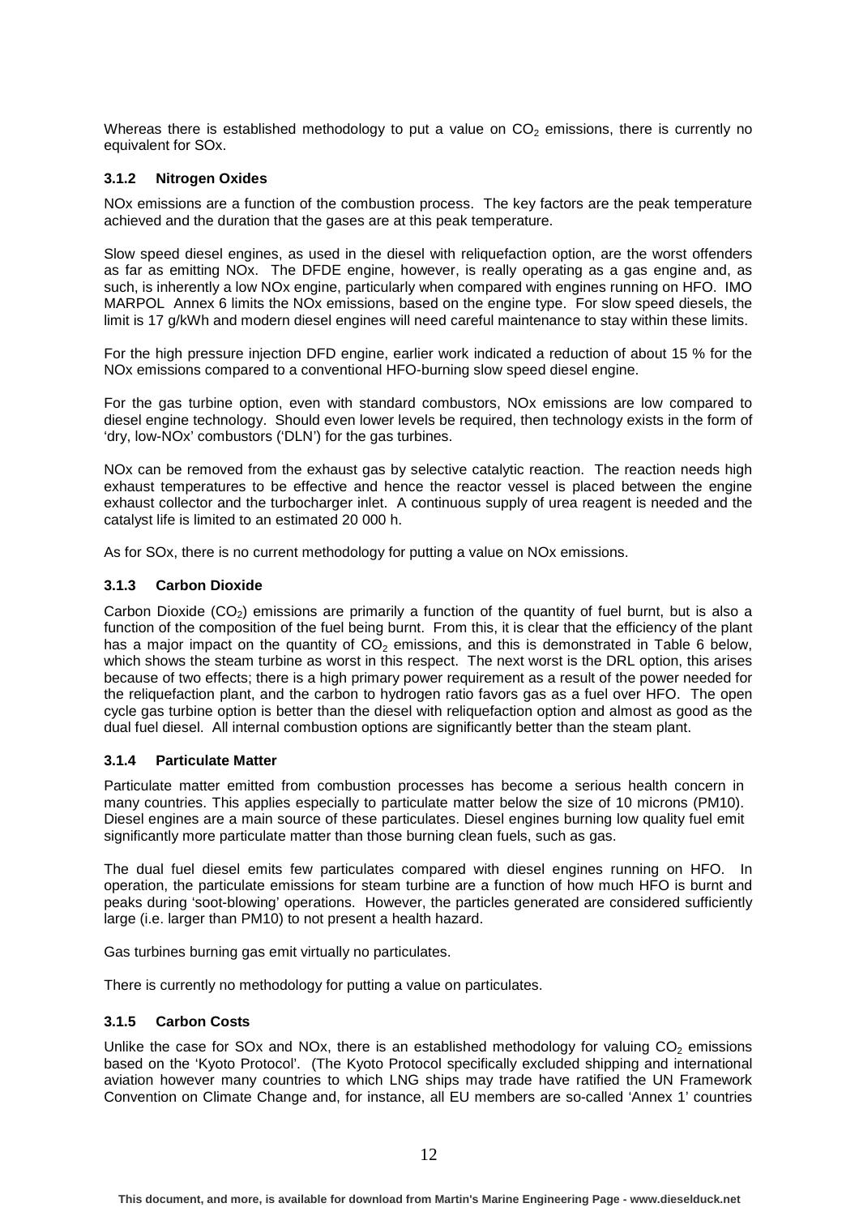Whereas there is established methodology to put a value on $CO_2$ emissions, there is currently no equivalent for SOx.

### 3.1.2 Nitrogen Oxides

NOx emissions are a function of the combustion process. The key factors are the peak temperature achieved and the duration that the gases are at this peak temperature.

Slow speed diesel engines, as used in the diesel with reliquefaction option, are the worst offenders as far as emitting NOx. The DFDE engine, however, is really operating as a gas engine and, as such, is inherently a low NOx engine, particularly when compared with engines running on HFO. IMO MARPOL Annex 6 limits the NOx emissions, based on the engine type. For slow speed diesels, the limit is 17 g/kWh and modern diesel engines will need careful maintenance to stay within these limits.

For the high pressure injection DFD engine, earlier work indicated a reduction of about 15 % for the NOx emissions compared to a conventional HFO-burning slow speed diesel engine.

For the gas turbine option, even with standard combustors, NOx emissions are low compared to diesel engine technology. Should even lower levels be required, then technology exists in the form of 'dry, low-NOx' combustors ('DLN') for the gas turbines.

NOx can be removed from the exhaust gas by selective catalytic reaction. The reaction needs high exhaust temperatures to be effective and hence the reactor vessel is placed between the engine exhaust collector and the turbocharger inlet. A continuous supply of urea reagent is needed and the catalyst life is limited to an estimated 20 000 h.

As for SOx, there is no current methodology for putting a value on NOx emissions.

### 3.1.3 Carbon Dioxide

Carbon Dioxide ($CO_2$) emissions are primarily a function of the quantity of fuel burnt, but is also a function of the composition of the fuel being burnt. From this, it is clear that the efficiency of the plant has a major impact on the quantity of $CO_2$ emissions, and this is demonstrated in Table 6 below, which shows the steam turbine as worst in this respect. The next worst is the DRL option, this arises because of two effects; there is a high primary power requirement as a result of the power needed for the reliquefaction plant, and the carbon to hydrogen ratio favors gas as a fuel over HFO. The open cycle gas turbine option is better than the diesel with reliquefaction option and almost as good as the dual fuel diesel. All internal combustion options are significantly better than the steam plant.

### 3.1.4 Particulate Matter

Particulate matter emitted from combustion processes has become a serious health concern in many countries. This applies especially to particulate matter below the size of 10 microns (PM10). Diesel engines are a main source of these particulates. Diesel engines burning low quality fuel emit significantly more particulate matter than those burning clean fuels, such as gas.

The dual fuel diesel emits few particulates compared with diesel engines running on HFO. In operation, the particulate emissions for steam turbine are a function of how much HFO is burnt and peaks during 'soot-blowing' operations. However, the particles generated are considered sufficiently large (i.e. larger than PM10) to not present a health hazard.

Gas turbines burning gas emit virtually no particulates.

There is currently no methodology for putting a value on particulates.

### 3.1.5 Carbon Costs

Unlike the case for SOx and NOx, there is an established methodology for valuing $CO_2$ emissions based on the 'Kyoto Protocol'. (The Kyoto Protocol specifically excluded shipping and international aviation however many countries to which LNG ships may trade have ratified the UN Framework Convention on Climate Change and, for instance, all EU members are so-called 'Annex 1' countries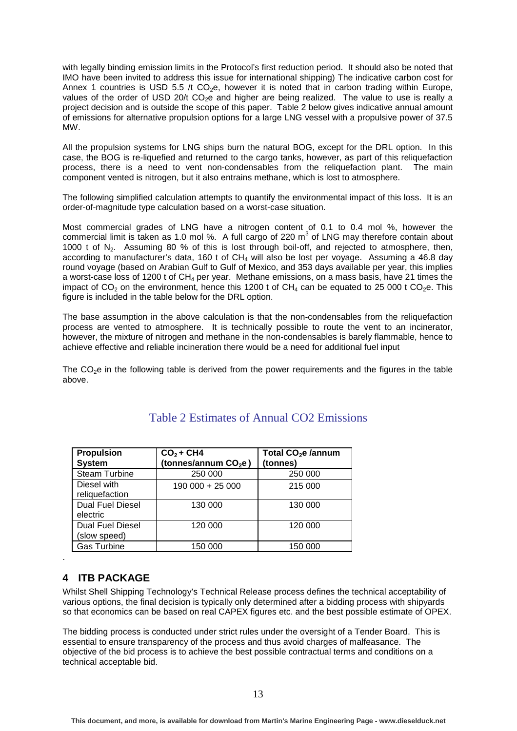with legally binding emission limits in the Protocol's first reduction period. It should also be noted that IMO have been invited to address this issue for international shipping) The indicative carbon cost for Annex 1 countries is USD 5.5 /t $CO_2$e, however it is noted that in carbon trading within Europe, values of the order of USD 20/t $CO_2$e and higher are being realized. The value to use is really a project decision and is outside the scope of this paper. Table 2 below gives indicative annual amount of emissions for alternative propulsion options for a large LNG vessel with a propulsive power of 37.5 MW.

All the propulsion systems for LNG ships burn the natural BOG, except for the DRL option. In this case, the BOG is re-liquefied and returned to the cargo tanks, however, as part of this reliquefaction process, there is a need to vent non-condensables from the reliquefaction plant. The main component vented is nitrogen, but it also entrains methane, which is lost to atmosphere.

The following simplified calculation attempts to quantify the environmental impact of this loss. It is an order-of-magnitude type calculation based on a worst-case situation.

Most commercial grades of LNG have a nitrogen content of 0.1 to 0.4 mol %, however the commercial limit is taken as 1.0 mol %. A full cargo of 220 $m^3$ of LNG may therefore contain about 1000 t of $N_2$. Assuming 80 % of this is lost through boil-off, and rejected to atmosphere, then, according to manufacturer's data, 160 t of $CH_4$ will also be lost per voyage. Assuming a 46.8 day round voyage (based on Arabian Gulf to Gulf of Mexico, and 353 days available per year, this implies a worst-case loss of 1200 t of $CH_4$ per year. Methane emissions, on a mass basis, have 21 times the impact of $CO_2$ on the environment, hence this 1200 t of $CH_4$ can be equated to 25 000 t $CO_2$e. This figure is included in the table below for the DRL option.

The base assumption in the above calculation is that the non-condensables from the reliquefaction process are vented to atmosphere. It is technically possible to route the vent to an incinerator, however, the mixture of nitrogen and methane in the non-condensables is barely flammable, hence to achieve effective and reliable incineration there would be a need for additional fuel input

The $CO_2$e in the following table is derived from the power requirements and the figures in the table above.

## Table 2 Estimates of Annual CO2 Emissions

| Propulsion System | $CO_2$ + CH4 (tonnes/annum $CO_2$e) | Total $CO_2$e /annum (tonnes) |
|---|---|---|
| Steam Turbine | 250 000 | 250 000 |
| Diesel with reliquefaction | 190 000 + 25 000 | 215 000 |
| Dual Fuel Diesel electric | 130 000 | 130 000 |
| Dual Fuel Diesel (slow speed) | 120 000 | 120 000 |
| Gas Turbine | 150 000 | 150 000 |

.

## 4 ITB PACKAGE

Whilst Shell Shipping Technology's Technical Release process defines the technical acceptability of various options, the final decision is typically only determined after a bidding process with shipyards so that economics can be based on real CAPEX figures etc. and the best possible estimate of OPEX.

The bidding process is conducted under strict rules under the oversight of a Tender Board. This is essential to ensure transparency of the process and thus avoid charges of malfeasance. The objective of the bid process is to achieve the best possible contractual terms and conditions on a technical acceptable bid.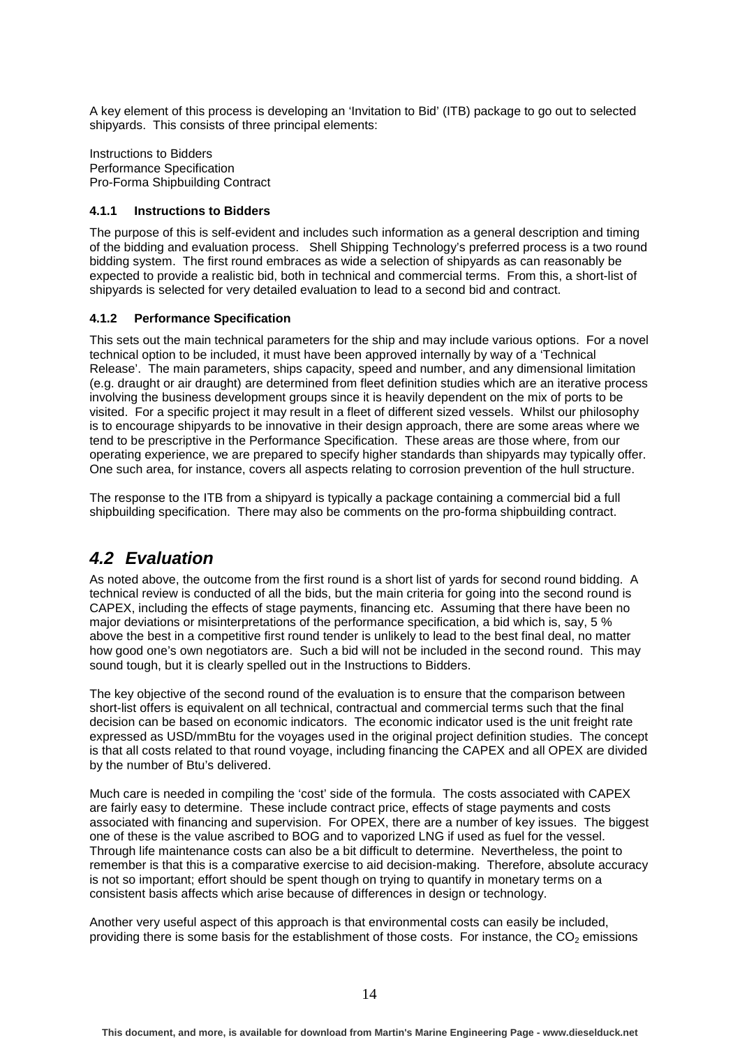A key element of this process is developing an 'Invitation to Bid' (ITB) package to go out to selected shipyards. This consists of three principal elements:

Instructions to Bidders
Performance Specification
Pro-Forma Shipbuilding Contract

#### 4.1.1 Instructions to Bidders

The purpose of this is self-evident and includes such information as a general description and timing of the bidding and evaluation process. Shell Shipping Technology's preferred process is a two round bidding system. The first round embraces as wide a selection of shipyards as can reasonably be expected to provide a realistic bid, both in technical and commercial terms. From this, a short-list of shipyards is selected for very detailed evaluation to lead to a second bid and contract.

#### 4.1.2 Performance Specification

This sets out the main technical parameters for the ship and may include various options. For a novel technical option to be included, it must have been approved internally by way of a 'Technical Release'. The main parameters, ships capacity, speed and number, and any dimensional limitation (e.g. draught or air draught) are determined from fleet definition studies which are an iterative process involving the business development groups since it is heavily dependent on the mix of ports to be visited. For a specific project it may result in a fleet of different sized vessels. Whilst our philosophy is to encourage shipyards to be innovative in their design approach, there are some areas where we tend to be prescriptive in the Performance Specification. These areas are those where, from our operating experience, we are prepared to specify higher standards than shipyards may typically offer. One such area, for instance, covers all aspects relating to corrosion prevention of the hull structure.

The response to the ITB from a shipyard is typically a package containing a commercial bid a full shipbuilding specification. There may also be comments on the pro-forma shipbuilding contract.

## *4.2 Evaluation*

As noted above, the outcome from the first round is a short list of yards for second round bidding. A technical review is conducted of all the bids, but the main criteria for going into the second round is CAPEX, including the effects of stage payments, financing etc. Assuming that there have been no major deviations or misinterpretations of the performance specification, a bid which is, say, 5 % above the best in a competitive first round tender is unlikely to lead to the best final deal, no matter how good one's own negotiators are. Such a bid will not be included in the second round. This may sound tough, but it is clearly spelled out in the Instructions to Bidders.

The key objective of the second round of the evaluation is to ensure that the comparison between short-list offers is equivalent on all technical, contractual and commercial terms such that the final decision can be based on economic indicators. The economic indicator used is the unit freight rate expressed as USD/mmBtu for the voyages used in the original project definition studies. The concept is that all costs related to that round voyage, including financing the CAPEX and all OPEX are divided by the number of Btu's delivered.

Much care is needed in compiling the 'cost' side of the formula. The costs associated with CAPEX are fairly easy to determine. These include contract price, effects of stage payments and costs associated with financing and supervision. For OPEX, there are a number of key issues. The biggest one of these is the value ascribed to BOG and to vaporized LNG if used as fuel for the vessel. Through life maintenance costs can also be a bit difficult to determine. Nevertheless, the point to remember is that this is a comparative exercise to aid decision-making. Therefore, absolute accuracy is not so important; effort should be spent though on trying to quantify in monetary terms on a consistent basis affects which arise because of differences in design or technology.

Another very useful aspect of this approach is that environmental costs can easily be included, providing there is some basis for the establishment of those costs. For instance, the $CO_2$ emissions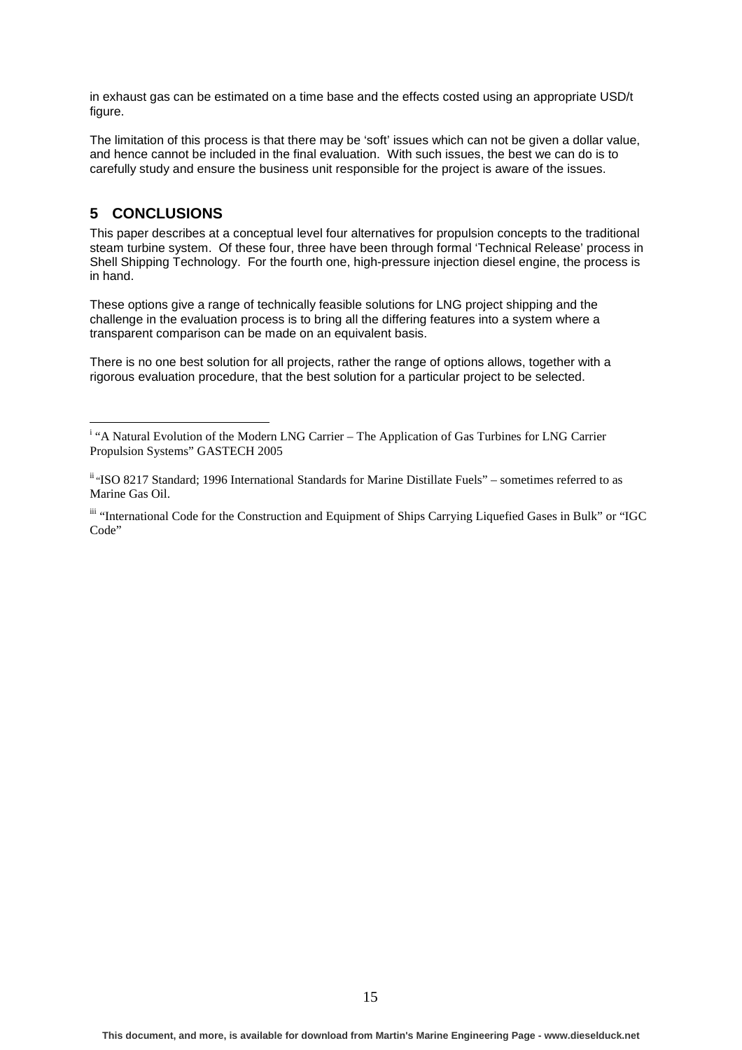in exhaust gas can be estimated on a time base and the effects costed using an appropriate USD/t figure.

The limitation of this process is that there may be 'soft' issues which can not be given a dollar value, and hence cannot be included in the final evaluation. With such issues, the best we can do is to carefully study and ensure the business unit responsible for the project is aware of the issues.

## 5 CONCLUSIONS

This paper describes at a conceptual level four alternatives for propulsion concepts to the traditional steam turbine system. Of these four, three have been through formal 'Technical Release' process in Shell Shipping Technology. For the fourth one, high-pressure injection diesel engine, the process is in hand.

These options give a range of technically feasible solutions for LNG project shipping and the challenge in the evaluation process is to bring all the differing features into a system where a transparent comparison can be made on an equivalent basis.

There is no one best solution for all projects, rather the range of options allows, together with a rigorous evaluation procedure, that the best solution for a particular project to be selected.

---

[i] "A Natural Evolution of the Modern LNG Carrier – The Application of Gas Turbines for LNG Carrier Propulsion Systems" GASTECH 2005

[ii] "ISO 8217 Standard; 1996 International Standards for Marine Distillate Fuels" – sometimes referred to as Marine Gas Oil.

[iii] "International Code for the Construction and Equipment of Ships Carrying Liquefied Gases in Bulk" or "IGC Code"

**This document, and more, is available for download from Martin's Marine Engineering Page - www.dieselduck.net**